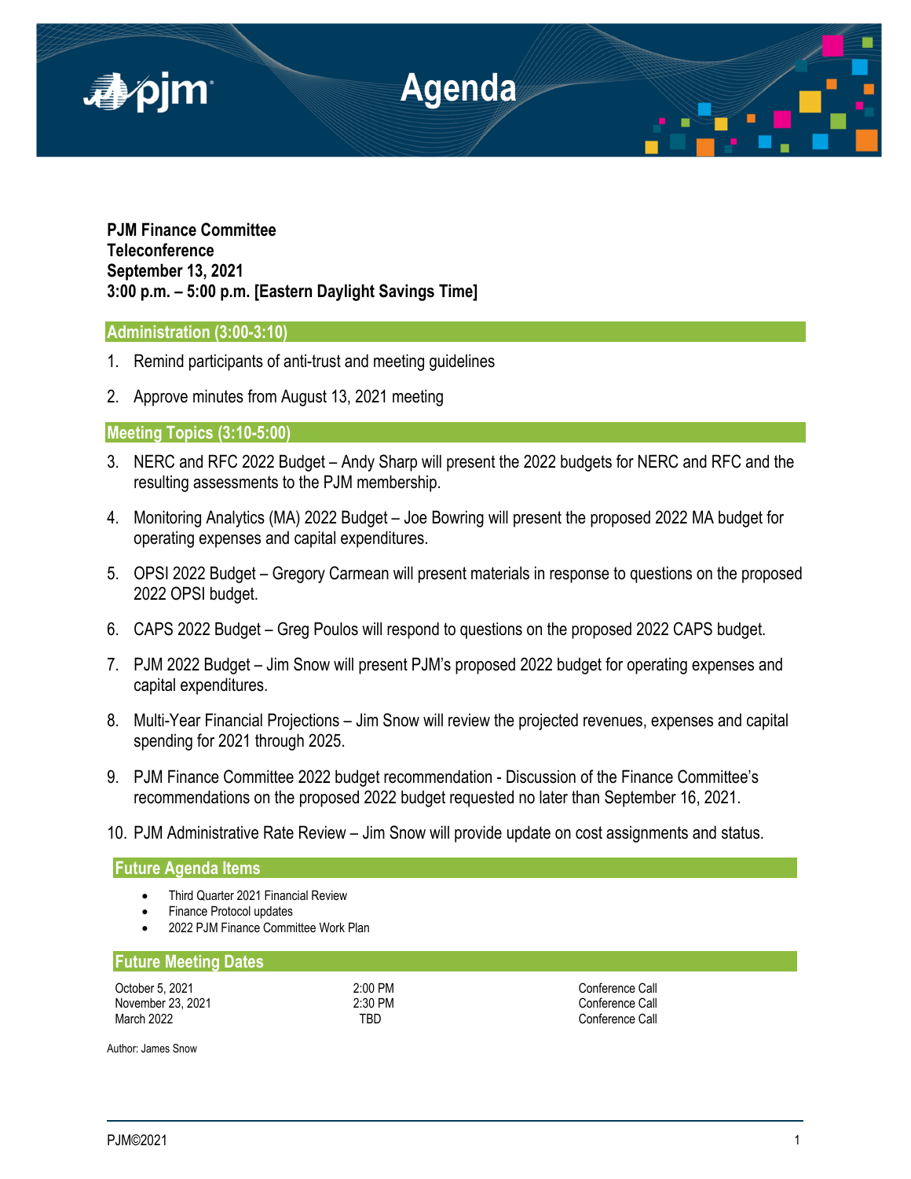# Agenda

**PJM Finance Committee**
**Teleconference**
**September 13, 2021**
**3:00 p.m. – 5:00 p.m. [Eastern Daylight Savings Time]**

## Administration (3:00-3:10)

1. Remind participants of anti-trust and meeting guidelines
2. Approve minutes from August 13, 2021 meeting

## Meeting Topics (3:10-5:00)

3. NERC and RFC 2022 Budget – Andy Sharp will present the 2022 budgets for NERC and RFC and the resulting assessments to the PJM membership.
4. Monitoring Analytics (MA) 2022 Budget – Joe Bowring will present the proposed 2022 MA budget for operating expenses and capital expenditures.
5. OPSI 2022 Budget – Gregory Carmean will present materials in response to questions on the proposed 2022 OPSI budget.
6. CAPS 2022 Budget – Greg Poulos will respond to questions on the proposed 2022 CAPS budget.
7. PJM 2022 Budget – Jim Snow will present PJM's proposed 2022 budget for operating expenses and capital expenditures.
8. Multi-Year Financial Projections – Jim Snow will review the projected revenues, expenses and capital spending for 2021 through 2025.
9. PJM Finance Committee 2022 budget recommendation - Discussion of the Finance Committee's recommendations on the proposed 2022 budget requested no later than September 16, 2021.
10. PJM Administrative Rate Review – Jim Snow will provide update on cost assignments and status.

## Future Agenda Items

- Third Quarter 2021 Financial Review
- Finance Protocol updates
- 2022 PJM Finance Committee Work Plan

## Future Meeting Dates

| | | |
|---|---|---|
| October 5, 2021 | 2:00 PM | Conference Call |
| November 23, 2021 | 2:30 PM | Conference Call |
| March 2022 | TBD | Conference Call |

Author: James Snow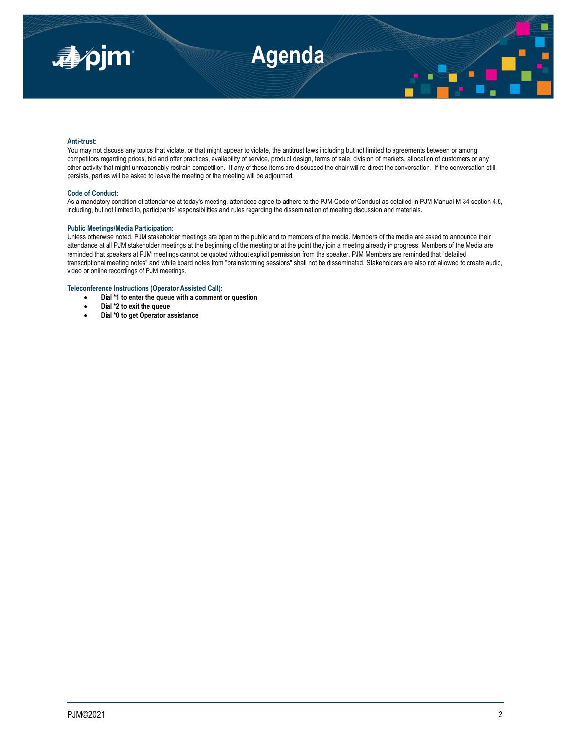# Agenda

**Anti-trust:**

You may not discuss any topics that violate, or that might appear to violate, the antitrust laws including but not limited to agreements between or among competitors regarding prices, bid and offer practices, availability of service, product design, terms of sale, division of markets, allocation of customers or any other activity that might unreasonably restrain competition. If any of these items are discussed the chair will re-direct the conversation. If the conversation still persists, parties will be asked to leave the meeting or the meeting will be adjourned.

**Code of Conduct:**

As a mandatory condition of attendance at today's meeting, attendees agree to adhere to the PJM Code of Conduct as detailed in PJM Manual M-34 section 4.5, including, but not limited to, participants' responsibilities and rules regarding the dissemination of meeting discussion and materials.

**Public Meetings/Media Participation:**

Unless otherwise noted, PJM stakeholder meetings are open to the public and to members of the media. Members of the media are asked to announce their attendance at all PJM stakeholder meetings at the beginning of the meeting or at the point they join a meeting already in progress. Members of the Media are reminded that speakers at PJM meetings cannot be quoted without explicit permission from the speaker. PJM Members are reminded that "detailed transcriptional meeting notes" and white board notes from "brainstorming sessions" shall not be disseminated. Stakeholders are also not allowed to create audio, video or online recordings of PJM meetings.

**Teleconference Instructions (Operator Assisted Call):**

- **Dial *1 to enter the queue with a comment or question**
- **Dial *2 to exit the queue**
- **Dial *0 to get Operator assistance**